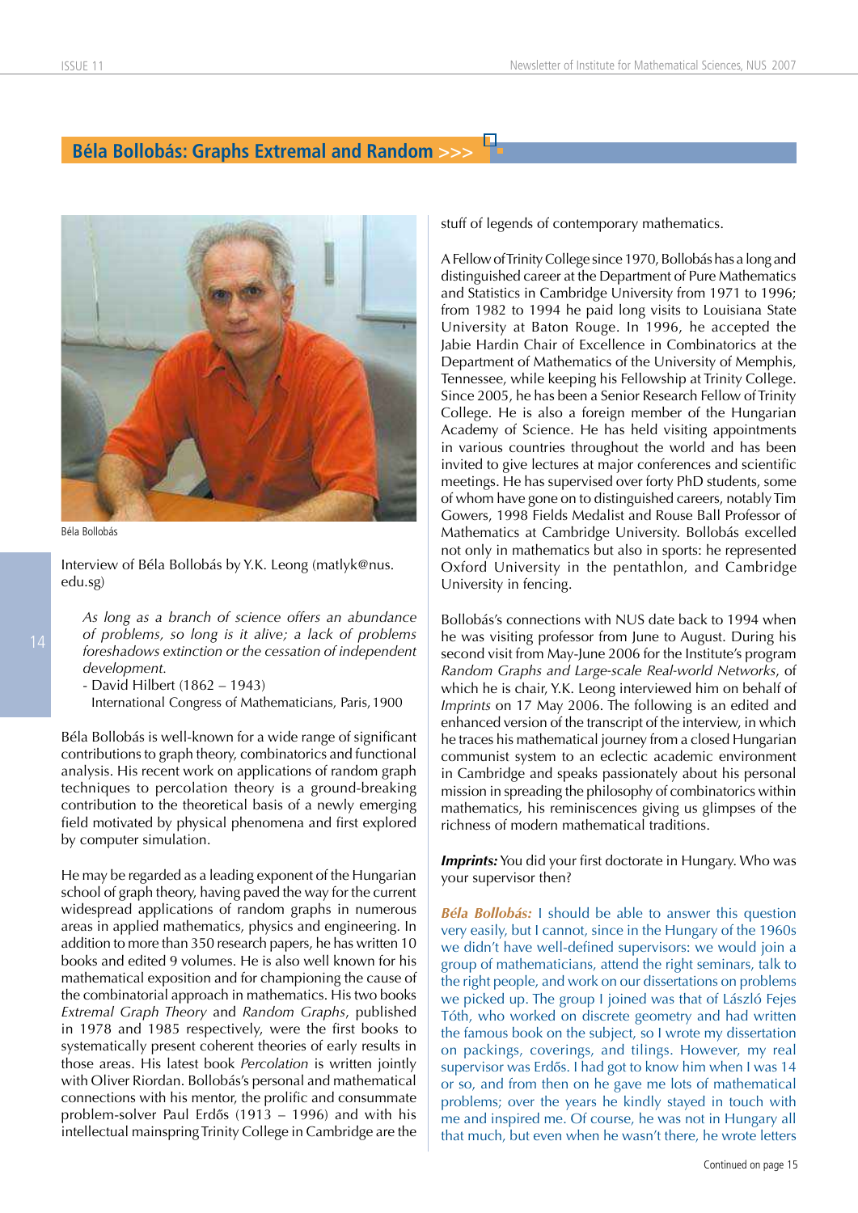# Béla Bollobás: Graphs Extremal and Random >>>

Béla Bollobás

Interview of Béla Bollobás by Y.K. Leong (matlyk@nus.edu.sg)

> *As long as a branch of science offers an abundance of problems, so long is it alive; a lack of problems foreshadows extinction or the cessation of independent development.*
> - David Hilbert (1862 – 1943)
> International Congress of Mathematicians, Paris, 1900

Béla Bollobás is well-known for a wide range of significant contributions to graph theory, combinatorics and functional analysis. His recent work on applications of random graph techniques to percolation theory is a ground-breaking contribution to the theoretical basis of a newly emerging field motivated by physical phenomena and first explored by computer simulation.

He may be regarded as a leading exponent of the Hungarian school of graph theory, having paved the way for the current widespread applications of random graphs in numerous areas in applied mathematics, physics and engineering. In addition to more than 350 research papers, he has written 10 books and edited 9 volumes. He is also well known for his mathematical exposition and for championing the cause of the combinatorial approach in mathematics. His two books *Extremal Graph Theory* and *Random Graphs*, published in 1978 and 1985 respectively, were the first books to systematically present coherent theories of early results in those areas. His latest book *Percolation* is written jointly with Oliver Riordan. Bollobás's personal and mathematical connections with his mentor, the prolific and consummate problem-solver Paul Erdős (1913 – 1996) and with his intellectual mainspring Trinity College in Cambridge are the stuff of legends of contemporary mathematics.

A Fellow of Trinity College since 1970, Bollobás has a long and distinguished career at the Department of Pure Mathematics and Statistics in Cambridge University from 1971 to 1996; from 1982 to 1994 he paid long visits to Louisiana State University at Baton Rouge. In 1996, he accepted the Jabie Hardin Chair of Excellence in Combinatorics at the Department of Mathematics of the University of Memphis, Tennessee, while keeping his Fellowship at Trinity College. Since 2005, he has been a Senior Research Fellow of Trinity College. He is also a foreign member of the Hungarian Academy of Science. He has held visiting appointments in various countries throughout the world and has been invited to give lectures at major conferences and scientific meetings. He has supervised over forty PhD students, some of whom have gone on to distinguished careers, notably Tim Gowers, 1998 Fields Medalist and Rouse Ball Professor of Mathematics at Cambridge University. Bollobás excelled not only in mathematics but also in sports: he represented Oxford University in the pentathlon, and Cambridge University in fencing.

Bollobás's connections with NUS date back to 1994 when he was visiting professor from June to August. During his second visit from May-June 2006 for the Institute's program *Random Graphs and Large-scale Real-world Networks*, of which he is chair, Y.K. Leong interviewed him on behalf of *Imprints* on 17 May 2006. The following is an edited and enhanced version of the transcript of the interview, in which he traces his mathematical journey from a closed Hungarian communist system to an eclectic academic environment in Cambridge and speaks passionately about his personal mission in spreading the philosophy of combinatorics within mathematics, his reminiscences giving us glimpses of the richness of modern mathematical traditions.

***Imprints:*** You did your first doctorate in Hungary. Who was your supervisor then?

***Béla Bollobás:*** I should be able to answer this question very easily, but I cannot, since in the Hungary of the 1960s we didn't have well-defined supervisors: we would join a group of mathematicians, attend the right seminars, talk to the right people, and work on our dissertations on problems we picked up. The group I joined was that of László Fejes Tóth, who worked on discrete geometry and had written the famous book on the subject, so I wrote my dissertation on packings, coverings, and tilings. However, my real supervisor was Erdős. I had got to know him when I was 14 or so, and from then on he gave me lots of mathematical problems; over the years he kindly stayed in touch with me and inspired me. Of course, he was not in Hungary all that much, but even when he wasn't there, he wrote letters

Continued on page 15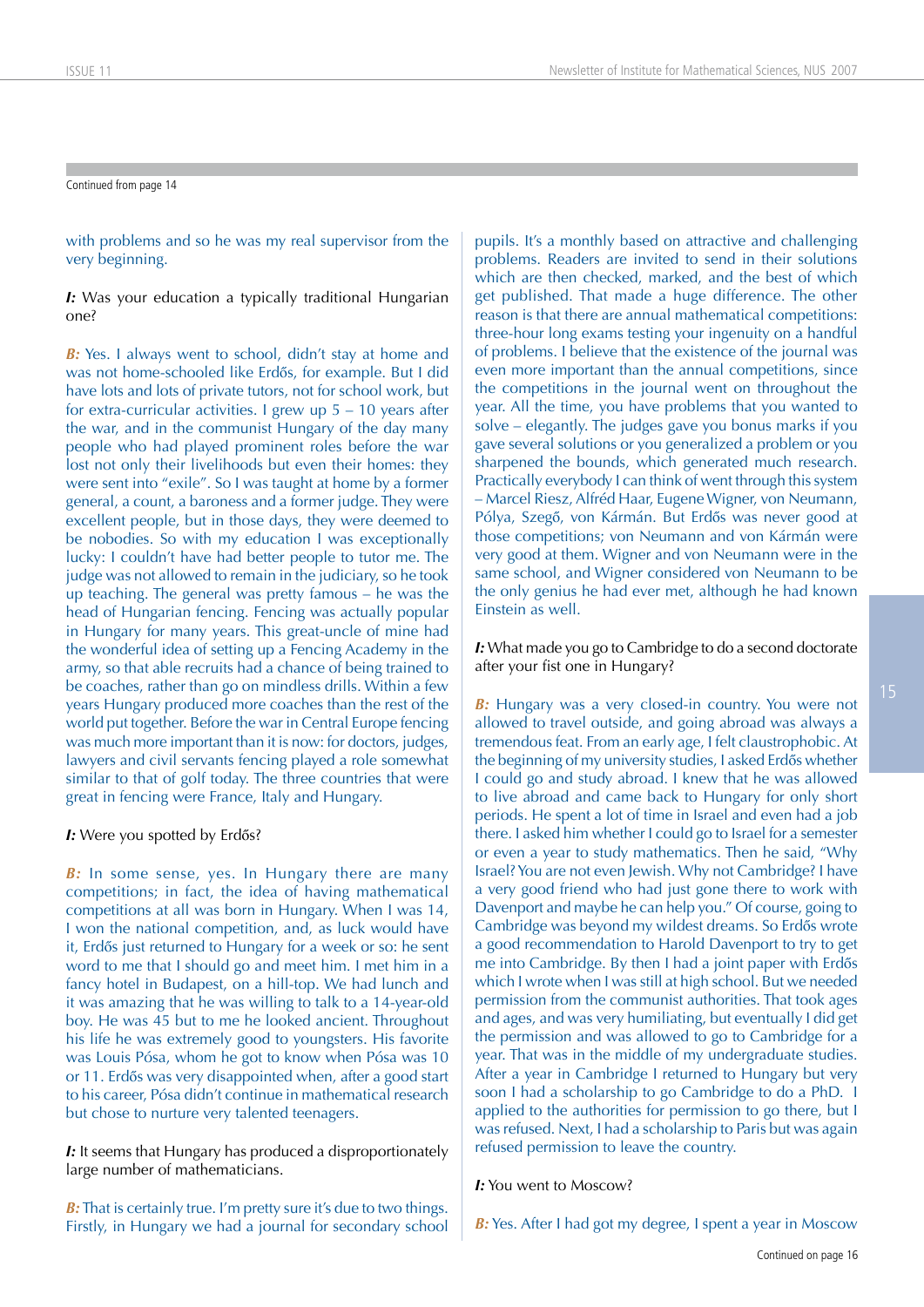Continued from page 14

with problems and so he was my real supervisor from the very beginning.

***I:*** Was your education a typically traditional Hungarian one?

***B:*** Yes. I always went to school, didn't stay at home and was not home-schooled like Erdős, for example. But I did have lots and lots of private tutors, not for school work, but for extra-curricular activities. I grew up 5 – 10 years after the war, and in the communist Hungary of the day many people who had played prominent roles before the war lost not only their livelihoods but even their homes: they were sent into "exile". So I was taught at home by a former general, a count, a baroness and a former judge. They were excellent people, but in those days, they were deemed to be nobodies. So with my education I was exceptionally lucky: I couldn't have had better people to tutor me. The judge was not allowed to remain in the judiciary, so he took up teaching. The general was pretty famous – he was the head of Hungarian fencing. Fencing was actually popular in Hungary for many years. This great-uncle of mine had the wonderful idea of setting up a Fencing Academy in the army, so that able recruits had a chance of being trained to be coaches, rather than go on mindless drills. Within a few years Hungary produced more coaches than the rest of the world put together. Before the war in Central Europe fencing was much more important than it is now: for doctors, judges, lawyers and civil servants fencing played a role somewhat similar to that of golf today. The three countries that were great in fencing were France, Italy and Hungary.

***I:*** Were you spotted by Erdős?

***B:*** In some sense, yes. In Hungary there are many competitions; in fact, the idea of having mathematical competitions at all was born in Hungary. When I was 14, I won the national competition, and, as luck would have it, Erdős just returned to Hungary for a week or so: he sent word to me that I should go and meet him. I met him in a fancy hotel in Budapest, on a hill-top. We had lunch and it was amazing that he was willing to talk to a 14-year-old boy. He was 45 but to me he looked ancient. Throughout his life he was extremely good to youngsters. His favorite was Louis Pósa, whom he got to know when Pósa was 10 or 11. Erdős was very disappointed when, after a good start to his career, Pósa didn't continue in mathematical research but chose to nurture very talented teenagers.

***I:*** It seems that Hungary has produced a disproportionately large number of mathematicians.

***B:*** That is certainly true. I'm pretty sure it's due to two things. Firstly, in Hungary we had a journal for secondary school pupils. It's a monthly based on attractive and challenging problems. Readers are invited to send in their solutions which are then checked, marked, and the best of which get published. That made a huge difference. The other reason is that there are annual mathematical competitions: three-hour long exams testing your ingenuity on a handful of problems. I believe that the existence of the journal was even more important than the annual competitions, since the competitions in the journal went on throughout the year. All the time, you have problems that you wanted to solve – elegantly. The judges gave you bonus marks if you gave several solutions or you generalized a problem or you sharpened the bounds, which generated much research. Practically everybody I can think of went through this system – Marcel Riesz, Alfréd Haar, Eugene Wigner, von Neumann, Pólya, Szegő, von Kármán. But Erdős was never good at those competitions; von Neumann and von Kármán were very good at them. Wigner and von Neumann were in the same school, and Wigner considered von Neumann to be the only genius he had ever met, although he had known Einstein as well.

***I:*** What made you go to Cambridge to do a second doctorate after your fist one in Hungary?

***B:*** Hungary was a very closed-in country. You were not allowed to travel outside, and going abroad was always a tremendous feat. From an early age, I felt claustrophobic. At the beginning of my university studies, I asked Erdős whether I could go and study abroad. I knew that he was allowed to live abroad and came back to Hungary for only short periods. He spent a lot of time in Israel and even had a job there. I asked him whether I could go to Israel for a semester or even a year to study mathematics. Then he said, "Why Israel? You are not even Jewish. Why not Cambridge? I have a very good friend who had just gone there to work with Davenport and maybe he can help you." Of course, going to Cambridge was beyond my wildest dreams. So Erdős wrote a good recommendation to Harold Davenport to try to get me into Cambridge. By then I had a joint paper with Erdős which I wrote when I was still at high school. But we needed permission from the communist authorities. That took ages and ages, and was very humiliating, but eventually I did get the permission and was allowed to go to Cambridge for a year. That was in the middle of my undergraduate studies. After a year in Cambridge I returned to Hungary but very soon I had a scholarship to go Cambridge to do a PhD. I applied to the authorities for permission to go there, but I was refused. Next, I had a scholarship to Paris but was again refused permission to leave the country.

***I:*** You went to Moscow?

***B:*** Yes. After I had got my degree, I spent a year in Moscow

Continued on page 16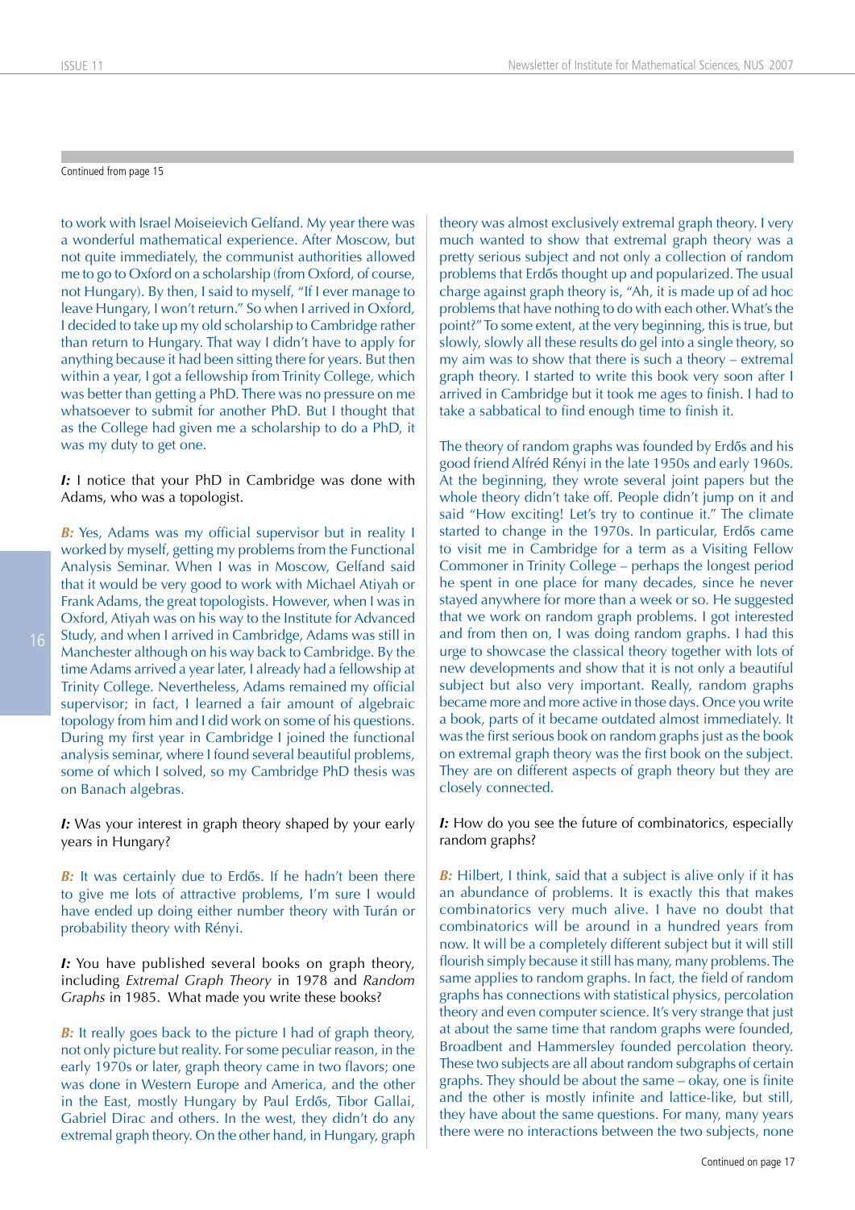Continued from page 15

to work with Israel Moiseievich Gelfand. My year there was a wonderful mathematical experience. After Moscow, but not quite immediately, the communist authorities allowed me to go to Oxford on a scholarship (from Oxford, of course, not Hungary). By then, I said to myself, "If I ever manage to leave Hungary, I won't return." So when I arrived in Oxford, I decided to take up my old scholarship to Cambridge rather than return to Hungary. That way I didn't have to apply for anything because it had been sitting there for years. But then within a year, I got a fellowship from Trinity College, which was better than getting a PhD. There was no pressure on me whatsoever to submit for another PhD. But I thought that as the College had given me a scholarship to do a PhD, it was my duty to get one.

***I:*** I notice that your PhD in Cambridge was done with Adams, who was a topologist.

***B:*** Yes, Adams was my official supervisor but in reality I worked by myself, getting my problems from the Functional Analysis Seminar. When I was in Moscow, Gelfand said that it would be very good to work with Michael Atiyah or Frank Adams, the great topologists. However, when I was in Oxford, Atiyah was on his way to the Institute for Advanced Study, and when I arrived in Cambridge, Adams was still in Manchester although on his way back to Cambridge. By the time Adams arrived a year later, I already had a fellowship at Trinity College. Nevertheless, Adams remained my official supervisor; in fact, I learned a fair amount of algebraic topology from him and I did work on some of his questions. During my first year in Cambridge I joined the functional analysis seminar, where I found several beautiful problems, some of which I solved, so my Cambridge PhD thesis was on Banach algebras.

***I:*** Was your interest in graph theory shaped by your early years in Hungary?

***B:*** It was certainly due to Erdős. If he hadn't been there to give me lots of attractive problems, I'm sure I would have ended up doing either number theory with Turán or probability theory with Rényi.

***I:*** You have published several books on graph theory, including *Extremal Graph Theory* in 1978 and *Random Graphs* in 1985. What made you write these books?

***B:*** It really goes back to the picture I had of graph theory, not only picture but reality. For some peculiar reason, in the early 1970s or later, graph theory came in two flavors; one was done in Western Europe and America, and the other in the East, mostly Hungary by Paul Erdős, Tibor Gallai, Gabriel Dirac and others. In the west, they didn't do any extremal graph theory. On the other hand, in Hungary, graph theory was almost exclusively extremal graph theory. I very much wanted to show that extremal graph theory was a pretty serious subject and not only a collection of random problems that Erdős thought up and popularized. The usual charge against graph theory is, "Ah, it is made up of ad hoc problems that have nothing to do with each other. What's the point?" To some extent, at the very beginning, this is true, but slowly, slowly all these results do gel into a single theory, so my aim was to show that there is such a theory – extremal graph theory. I started to write this book very soon after I arrived in Cambridge but it took me ages to finish. I had to take a sabbatical to find enough time to finish it.

The theory of random graphs was founded by Erdős and his good friend Alfréd Rényi in the late 1950s and early 1960s. At the beginning, they wrote several joint papers but the whole theory didn't take off. People didn't jump on it and said "How exciting! Let's try to continue it." The climate started to change in the 1970s. In particular, Erdős came to visit me in Cambridge for a term as a Visiting Fellow Commoner in Trinity College – perhaps the longest period he spent in one place for many decades, since he never stayed anywhere for more than a week or so. He suggested that we work on random graph problems. I got interested and from then on, I was doing random graphs. I had this urge to showcase the classical theory together with lots of new developments and show that it is not only a beautiful subject but also very important. Really, random graphs became more and more active in those days. Once you write a book, parts of it became outdated almost immediately. It was the first serious book on random graphs just as the book on extremal graph theory was the first book on the subject. They are on different aspects of graph theory but they are closely connected.

***I:*** How do you see the future of combinatorics, especially random graphs?

***B:*** Hilbert, I think, said that a subject is alive only if it has an abundance of problems. It is exactly this that makes combinatorics very much alive. I have no doubt that combinatorics will be around in a hundred years from now. It will be a completely different subject but it will still flourish simply because it still has many, many problems. The same applies to random graphs. In fact, the field of random graphs has connections with statistical physics, percolation theory and even computer science. It's very strange that just at about the same time that random graphs were founded, Broadbent and Hammersley founded percolation theory. These two subjects are all about random subgraphs of certain graphs. They should be about the same – okay, one is finite and the other is mostly infinite and lattice-like, but still, they have about the same questions. For many, many years there were no interactions between the two subjects, none

Continued on page 17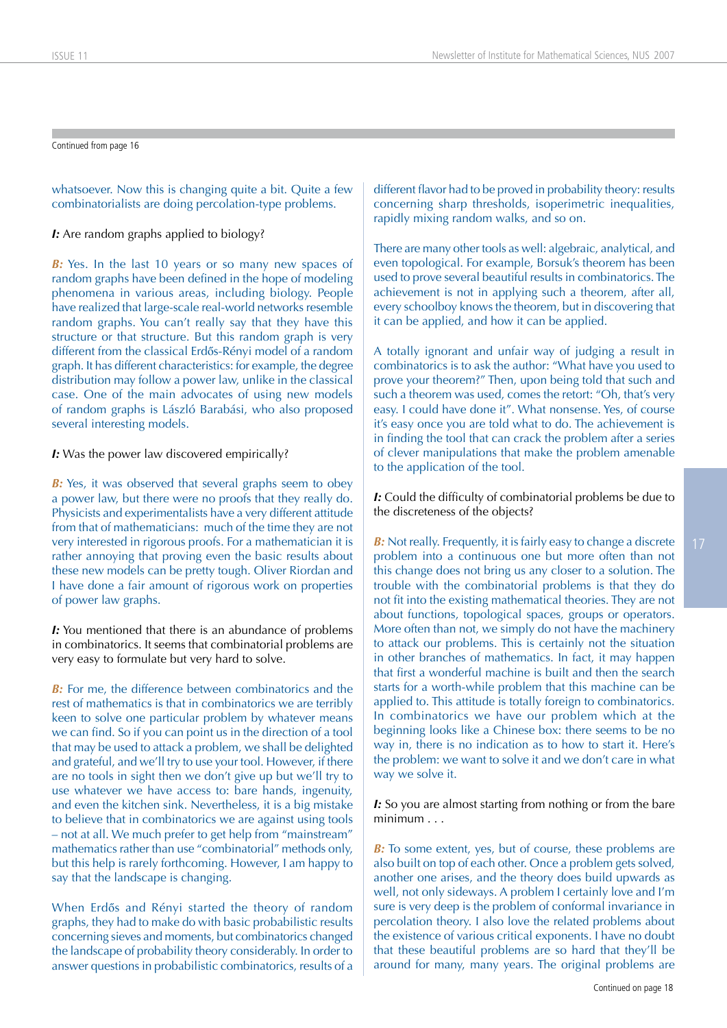Continued from page 16

whatsoever. Now this is changing quite a bit. Quite a few combinatorialists are doing percolation-type problems.

***I:*** Are random graphs applied to biology?

***B:*** Yes. In the last 10 years or so many new spaces of random graphs have been defined in the hope of modeling phenomena in various areas, including biology. People have realized that large-scale real-world networks resemble random graphs. You can't really say that they have this structure or that structure. But this random graph is very different from the classical Erdős-Rényi model of a random graph. It has different characteristics: for example, the degree distribution may follow a power law, unlike in the classical case. One of the main advocates of using new models of random graphs is László Barabási, who also proposed several interesting models.

***I:*** Was the power law discovered empirically?

***B:*** Yes, it was observed that several graphs seem to obey a power law, but there were no proofs that they really do. Physicists and experimentalists have a very different attitude from that of mathematicians: much of the time they are not very interested in rigorous proofs. For a mathematician it is rather annoying that proving even the basic results about these new models can be pretty tough. Oliver Riordan and I have done a fair amount of rigorous work on properties of power law graphs.

***I:*** You mentioned that there is an abundance of problems in combinatorics. It seems that combinatorial problems are very easy to formulate but very hard to solve.

***B:*** For me, the difference between combinatorics and the rest of mathematics is that in combinatorics we are terribly keen to solve one particular problem by whatever means we can find. So if you can point us in the direction of a tool that may be used to attack a problem, we shall be delighted and grateful, and we'll try to use your tool. However, if there are no tools in sight then we don't give up but we'll try to use whatever we have access to: bare hands, ingenuity, and even the kitchen sink. Nevertheless, it is a big mistake to believe that in combinatorics we are against using tools – not at all. We much prefer to get help from "mainstream" mathematics rather than use "combinatorial" methods only, but this help is rarely forthcoming. However, I am happy to say that the landscape is changing.

When Erdős and Rényi started the theory of random graphs, they had to make do with basic probabilistic results concerning sieves and moments, but combinatorics changed the landscape of probability theory considerably. In order to answer questions in probabilistic combinatorics, results of a different flavor had to be proved in probability theory: results concerning sharp thresholds, isoperimetric inequalities, rapidly mixing random walks, and so on.

There are many other tools as well: algebraic, analytical, and even topological. For example, Borsuk's theorem has been used to prove several beautiful results in combinatorics. The achievement is not in applying such a theorem, after all, every schoolboy knows the theorem, but in discovering that it can be applied, and how it can be applied.

A totally ignorant and unfair way of judging a result in combinatorics is to ask the author: "What have you used to prove your theorem?" Then, upon being told that such and such a theorem was used, comes the retort: "Oh, that's very easy. I could have done it". What nonsense. Yes, of course it's easy once you are told what to do. The achievement is in finding the tool that can crack the problem after a series of clever manipulations that make the problem amenable to the application of the tool.

***I:*** Could the difficulty of combinatorial problems be due to the discreteness of the objects?

***B:*** Not really. Frequently, it is fairly easy to change a discrete problem into a continuous one but more often than not this change does not bring us any closer to a solution. The trouble with the combinatorial problems is that they do not fit into the existing mathematical theories. They are not about functions, topological spaces, groups or operators. More often than not, we simply do not have the machinery to attack our problems. This is certainly not the situation in other branches of mathematics. In fact, it may happen that first a wonderful machine is built and then the search starts for a worth-while problem that this machine can be applied to. This attitude is totally foreign to combinatorics. In combinatorics we have our problem which at the beginning looks like a Chinese box: there seems to be no way in, there is no indication as to how to start it. Here's the problem: we want to solve it and we don't care in what way we solve it.

***I:*** So you are almost starting from nothing or from the bare minimum . . .

***B:*** To some extent, yes, but of course, these problems are also built on top of each other. Once a problem gets solved, another one arises, and the theory does build upwards as well, not only sideways. A problem I certainly love and I'm sure is very deep is the problem of conformal invariance in percolation theory. I also love the related problems about the existence of various critical exponents. I have no doubt that these beautiful problems are so hard that they'll be around for many, many years. The original problems are

Continued on page 18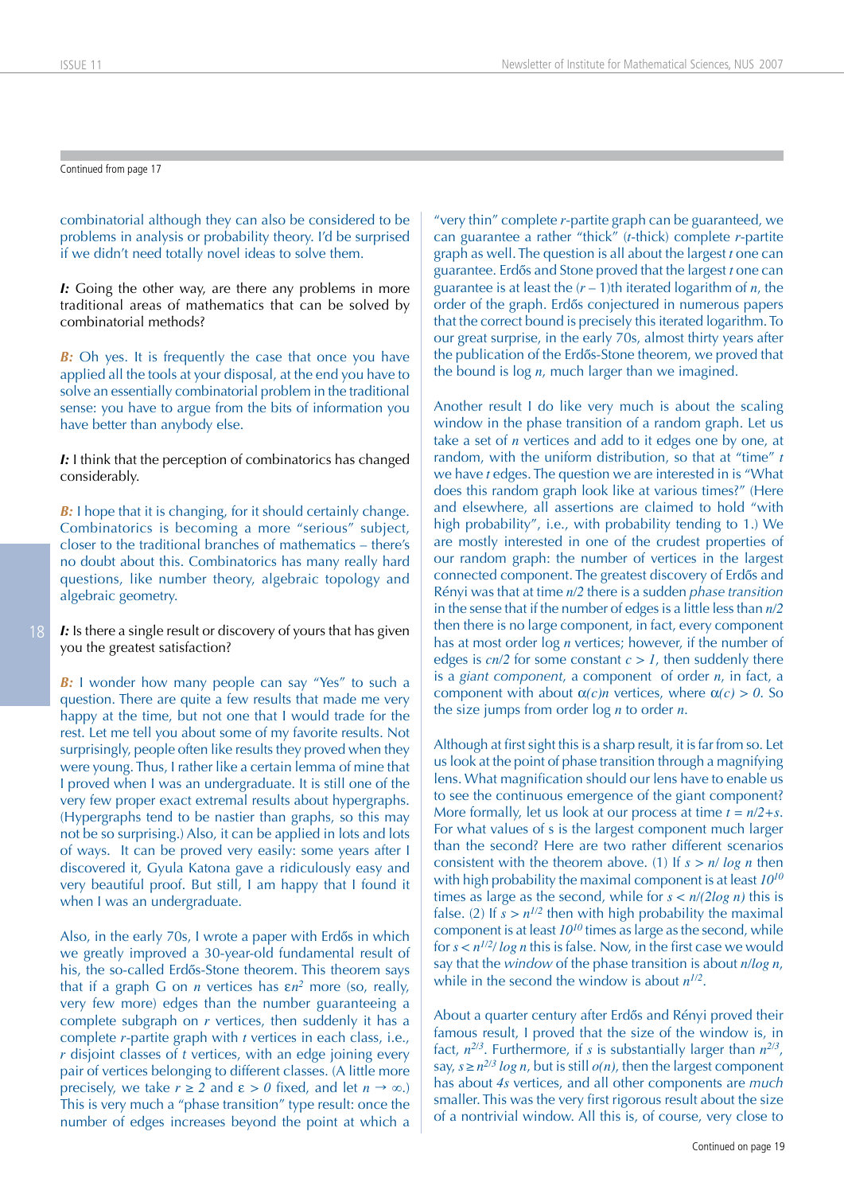Continued from page 17

combinatorial although they can also be considered to be problems in analysis or probability theory. I'd be surprised if we didn't need totally novel ideas to solve them.

***I:*** Going the other way, are there any problems in more traditional areas of mathematics that can be solved by combinatorial methods?

***B:*** Oh yes. It is frequently the case that once you have applied all the tools at your disposal, at the end you have to solve an essentially combinatorial problem in the traditional sense: you have to argue from the bits of information you have better than anybody else.

***I:*** I think that the perception of combinatorics has changed considerably.

***B:*** I hope that it is changing, for it should certainly change. Combinatorics is becoming a more "serious" subject, closer to the traditional branches of mathematics – there's no doubt about this. Combinatorics has many really hard questions, like number theory, algebraic topology and algebraic geometry.

***I:*** Is there a single result or discovery of yours that has given you the greatest satisfaction?

***B:*** I wonder how many people can say "Yes" to such a question. There are quite a few results that made me very happy at the time, but not one that I would trade for the rest. Let me tell you about some of my favorite results. Not surprisingly, people often like results they proved when they were young. Thus, I rather like a certain lemma of mine that I proved when I was an undergraduate. It is still one of the very few proper exact extremal results about hypergraphs. (Hypergraphs tend to be nastier than graphs, so this may not be so surprising.) Also, it can be applied in lots and lots of ways. It can be proved very easily: some years after I discovered it, Gyula Katona gave a ridiculously easy and very beautiful proof. But still, I am happy that I found it when I was an undergraduate.

Also, in the early 70s, I wrote a paper with Erdős in which we greatly improved a 30-year-old fundamental result of his, the so-called Erdős-Stone theorem. This theorem says that if a graph G on $n$ vertices has $\varepsilon n^2$ more (so, really, very few more) edges than the number guaranteeing a complete subgraph on $r$ vertices, then suddenly it has a complete $r$-partite graph with $t$ vertices in each class, i.e., $r$ disjoint classes of $t$ vertices, with an edge joining every pair of vertices belonging to different classes. (A little more precisely, we take $r \geq 2$ and $\varepsilon > 0$ fixed, and let $n \to \infty$.) This is very much a "phase transition" type result: once the number of edges increases beyond the point at which a "very thin" complete $r$-partite graph can be guaranteed, we can guarantee a rather "thick" ($t$-thick) complete $r$-partite graph as well. The question was all about the largest $t$ one can guarantee. Erdős and Stone proved that the largest $t$ one can guarantee is at least the $(r-1)$th iterated logarithm of $n$, the order of the graph. Erdős conjectured in numerous papers that the correct bound is precisely this iterated logarithm. To our great surprise, in the early 70s, almost thirty years after the publication of the Erdős-Stone theorem, we proved that the bound is $\log n$, much larger than we imagined.

Another result I do like very much is about the scaling window in the phase transition of a random graph. Let us take a set of $n$ vertices and add to it edges one by one, at random, with the uniform distribution, so that at "time" $t$ we have $t$ edges. The question we are interested in is "What does this random graph look like at various times?" (Here and elsewhere, all assertions are claimed to hold "with high probability", i.e., with probability tending to 1.) We are mostly interested in one of the crudest properties of our random graph: the number of vertices in the largest connected component. The greatest discovery of Erdős and Rényi was that at time $n/2$ there is a sudden *phase transition* in the sense that if the number of edges is a little less than $n/2$ then there is no large component, in fact, every component has at most order $\log n$ vertices; however, if the number of edges is $cn/2$ for some constant $c > 1$, then suddenly there is a *giant component*, a component of order $n$, in fact, a component with about $\alpha(c)n$ vertices, where $\alpha(c) > 0$. So the size jumps from order $\log n$ to order $n$.

Although at first sight this is a sharp result, it is far from so. Let us look at the point of phase transition through a magnifying lens. What magnification should our lens have to enable us to see the continuous emergence of the giant component? More formally, let us look at our process at time $t = n/2+s$. For what values of s is the largest component much larger than the second? Here are two rather different scenarios consistent with the theorem above. (1) If $s > n/\log n$ then with high probability the maximal component is at least $10^{10}$ times as large as the second, while for $s < n/(2\log n)$ this is false. (2) If $s > n^{1/2}$ then with high probability the maximal component is at least $10^{10}$ times as large as the second, while for $s < n^{1/2}/\log n$ this is false. Now, in the first case we would say that the *window* of the phase transition is about $n/\log n$, while in the second the window is about $n^{1/2}$.

About a quarter century after Erdős and Rényi proved their famous result, I proved that the size of the window is, in fact, $n^{2/3}$. Furthermore, if $s$ is substantially larger than $n^{2/3}$, say, $s \geq n^{2/3} \log n$, but is still $o(n)$, then the largest component has about $4s$ vertices, and all other components are *much* smaller. This was the very first rigorous result about the size of a nontrivial window. All this is, of course, very close to

Continued on page 19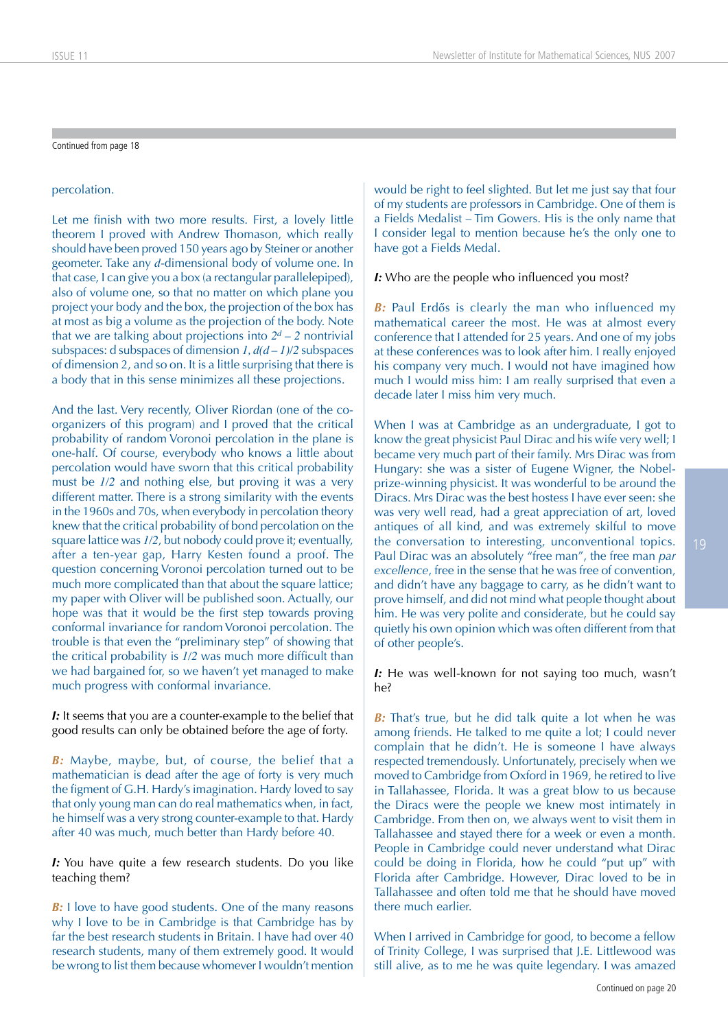Continued from page 18

percolation.

Let me finish with two more results. First, a lovely little theorem I proved with Andrew Thomason, which really should have been proved 150 years ago by Steiner or another geometer. Take any $d$-dimensional body of volume one. In that case, I can give you a box (a rectangular parallelepiped), also of volume one, so that no matter on which plane you project your body and the box, the projection of the box has at most as big a volume as the projection of the body. Note that we are talking about projections into $2^d - 2$ nontrivial subspaces: d subspaces of dimension $1$, $d(d-1)/2$ subspaces of dimension 2, and so on. It is a little surprising that there is a body that in this sense minimizes all these projections.

And the last. Very recently, Oliver Riordan (one of the co-organizers of this program) and I proved that the critical probability of random Voronoi percolation in the plane is one-half. Of course, everybody who knows a little about percolation would have sworn that this critical probability must be $1/2$ and nothing else, but proving it was a very different matter. There is a strong similarity with the events in the 1960s and 70s, when everybody in percolation theory knew that the critical probability of bond percolation on the square lattice was $1/2$, but nobody could prove it; eventually, after a ten-year gap, Harry Kesten found a proof. The question concerning Voronoi percolation turned out to be much more complicated than that about the square lattice; my paper with Oliver will be published soon. Actually, our hope was that it would be the first step towards proving conformal invariance for random Voronoi percolation. The trouble is that even the "preliminary step" of showing that the critical probability is $1/2$ was much more difficult than we had bargained for, so we haven't yet managed to make much progress with conformal invariance.

***I:*** It seems that you are a counter-example to the belief that good results can only be obtained before the age of forty.

***B:*** Maybe, maybe, but, of course, the belief that a mathematician is dead after the age of forty is very much the figment of G.H. Hardy's imagination. Hardy loved to say that only young man can do real mathematics when, in fact, he himself was a very strong counter-example to that. Hardy after 40 was much, much better than Hardy before 40.

***I:*** You have quite a few research students. Do you like teaching them?

***B:*** I love to have good students. One of the many reasons why I love to be in Cambridge is that Cambridge has by far the best research students in Britain. I have had over 40 research students, many of them extremely good. It would be wrong to list them because whomever I wouldn't mention would be right to feel slighted. But let me just say that four of my students are professors in Cambridge. One of them is a Fields Medalist – Tim Gowers. His is the only name that I consider legal to mention because he's the only one to have got a Fields Medal.

***I:*** Who are the people who influenced you most?

***B:*** Paul Erdős is clearly the man who influenced my mathematical career the most. He was at almost every conference that I attended for 25 years. And one of my jobs at these conferences was to look after him. I really enjoyed his company very much. I would not have imagined how much I would miss him: I am really surprised that even a decade later I miss him very much.

When I was at Cambridge as an undergraduate, I got to know the great physicist Paul Dirac and his wife very well; I became very much part of their family. Mrs Dirac was from Hungary: she was a sister of Eugene Wigner, the Nobel-prize-winning physicist. It was wonderful to be around the Diracs. Mrs Dirac was the best hostess I have ever seen: she was very well read, had a great appreciation of art, loved antiques of all kind, and was extremely skilful to move the conversation to interesting, unconventional topics. Paul Dirac was an absolutely "free man", the free man *par excellence*, free in the sense that he was free of convention, and didn't have any baggage to carry, as he didn't want to prove himself, and did not mind what people thought about him. He was very polite and considerate, but he could say quietly his own opinion which was often different from that of other people's.

***I:*** He was well-known for not saying too much, wasn't he?

***B:*** That's true, but he did talk quite a lot when he was among friends. He talked to me quite a lot; I could never complain that he didn't. He is someone I have always respected tremendously. Unfortunately, precisely when we moved to Cambridge from Oxford in 1969, he retired to live in Tallahassee, Florida. It was a great blow to us because the Diracs were the people we knew most intimately in Cambridge. From then on, we always went to visit them in Tallahassee and stayed there for a week or even a month. People in Cambridge could never understand what Dirac could be doing in Florida, how he could "put up" with Florida after Cambridge. However, Dirac loved to be in Tallahassee and often told me that he should have moved there much earlier.

When I arrived in Cambridge for good, to become a fellow of Trinity College, I was surprised that J.E. Littlewood was still alive, as to me he was quite legendary. I was amazed

Continued on page 20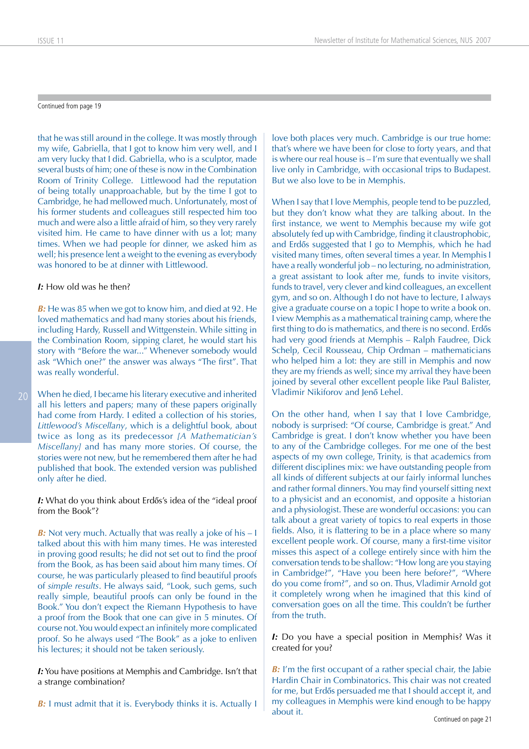Continued from page 19

that he was still around in the college. It was mostly through my wife, Gabriella, that I got to know him very well, and I am very lucky that I did. Gabriella, who is a sculptor, made several busts of him; one of these is now in the Combination Room of Trinity College. Littlewood had the reputation of being totally unapproachable, but by the time I got to Cambridge, he had mellowed much. Unfortunately, most of his former students and colleagues still respected him too much and were also a little afraid of him, so they very rarely visited him. He came to have dinner with us a lot; many times. When we had people for dinner, we asked him as well; his presence lent a weight to the evening as everybody was honored to be at dinner with Littlewood.

***I:*** How old was he then?

***B:*** He was 85 when we got to know him, and died at 92. He loved mathematics and had many stories about his friends, including Hardy, Russell and Wittgenstein. While sitting in the Combination Room, sipping claret, he would start his story with "Before the war..." Whenever somebody would ask "Which one?" the answer was always "The first". That was really wonderful.

When he died, I became his literary executive and inherited all his letters and papers; many of these papers originally had come from Hardy. I edited a collection of his stories, *Littlewood's Miscellany*, which is a delightful book, about twice as long as its predecessor *[A Mathematician's Miscellany]* and has many more stories. Of course, the stories were not new, but he remembered them after he had published that book. The extended version was published only after he died.

***I:*** What do you think about Erdős's idea of the "ideal proof from the Book"?

***B:*** Not very much. Actually that was really a joke of his – I talked about this with him many times. He was interested in proving good results; he did not set out to find the proof from the Book, as has been said about him many times. Of course, he was particularly pleased to find beautiful proofs of *simple results*. He always said, "Look, such gems, such really simple, beautiful proofs can only be found in the Book." You don't expect the Riemann Hypothesis to have a proof from the Book that one can give in 5 minutes. Of course not. You would expect an infinitely more complicated proof. So he always used "The Book" as a joke to enliven his lectures; it should not be taken seriously.

***I:*** You have positions at Memphis and Cambridge. Isn't that a strange combination?

***B:*** I must admit that it is. Everybody thinks it is. Actually I love both places very much. Cambridge is our true home: that's where we have been for close to forty years, and that is where our real house is – I'm sure that eventually we shall live only in Cambridge, with occasional trips to Budapest. But we also love to be in Memphis.

When I say that I love Memphis, people tend to be puzzled, but they don't know what they are talking about. In the first instance, we went to Memphis because my wife got absolutely fed up with Cambridge, finding it claustrophobic, and Erdős suggested that I go to Memphis, which he had visited many times, often several times a year. In Memphis I have a really wonderful job – no lecturing, no administration, a great assistant to look after me, funds to invite visitors, funds to travel, very clever and kind colleagues, an excellent gym, and so on. Although I do not have to lecture, I always give a graduate course on a topic I hope to write a book on. I view Memphis as a mathematical training camp, where the first thing to do is mathematics, and there is no second. Erdős had very good friends at Memphis – Ralph Faudree, Dick Schelp, Cecil Rousseau, Chip Ordman – mathematicians who helped him a lot: they are still in Memphis and now they are my friends as well; since my arrival they have been joined by several other excellent people like Paul Balister, Vladimir Nikiforov and Jenő Lehel.

On the other hand, when I say that I love Cambridge, nobody is surprised: "Of course, Cambridge is great." And Cambridge is great. I don't know whether you have been to any of the Cambridge colleges. For me one of the best aspects of my own college, Trinity, is that academics from different disciplines mix: we have outstanding people from all kinds of different subjects at our fairly informal lunches and rather formal dinners. You may find yourself sitting next to a physicist and an economist, and opposite a historian and a physiologist. These are wonderful occasions: you can talk about a great variety of topics to real experts in those fields. Also, it is flattering to be in a place where so many excellent people work. Of course, many a first-time visitor misses this aspect of a college entirely since with him the conversation tends to be shallow: "How long are you staying in Cambridge?", "Have you been here before?", "Where do you come from?", and so on. Thus, Vladimir Arnold got it completely wrong when he imagined that this kind of conversation goes on all the time. This couldn't be further from the truth.

***I:*** Do you have a special position in Memphis? Was it created for you?

***B:*** I'm the first occupant of a rather special chair, the Jabie Hardin Chair in Combinatorics. This chair was not created for me, but Erdős persuaded me that I should accept it, and my colleagues in Memphis were kind enough to be happy about it.

Continued on page 21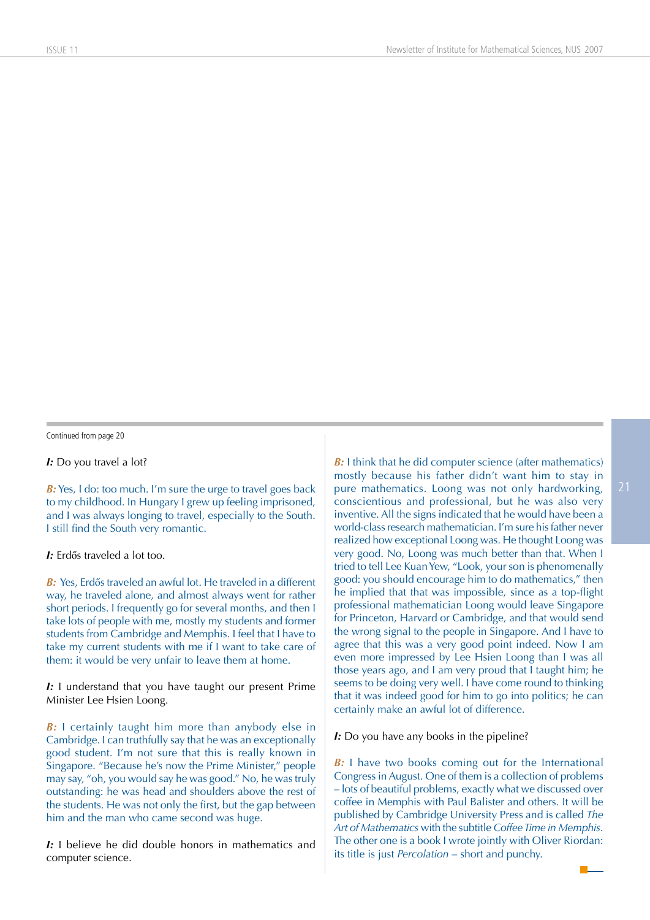Continued from page 20

***I:*** Do you travel a lot?

***B:*** Yes, I do: too much. I'm sure the urge to travel goes back to my childhood. In Hungary I grew up feeling imprisoned, and I was always longing to travel, especially to the South. I still find the South very romantic.

***I:*** Erdős traveled a lot too.

***B:*** Yes, Erdős traveled an awful lot. He traveled in a different way, he traveled alone, and almost always went for rather short periods. I frequently go for several months, and then I take lots of people with me, mostly my students and former students from Cambridge and Memphis. I feel that I have to take my current students with me if I want to take care of them: it would be very unfair to leave them at home.

***I:*** I understand that you have taught our present Prime Minister Lee Hsien Loong.

***B:*** I certainly taught him more than anybody else in Cambridge. I can truthfully say that he was an exceptionally good student. I'm not sure that this is really known in Singapore. "Because he's now the Prime Minister," people may say, "oh, you would say he was good." No, he was truly outstanding: he was head and shoulders above the rest of the students. He was not only the first, but the gap between him and the man who came second was huge.

***I:*** I believe he did double honors in mathematics and computer science.

***B:*** I think that he did computer science (after mathematics) mostly because his father didn't want him to stay in pure mathematics. Loong was not only hardworking, conscientious and professional, but he was also very inventive. All the signs indicated that he would have been a world-class research mathematician. I'm sure his father never realized how exceptional Loong was. He thought Loong was very good. No, Loong was much better than that. When I tried to tell Lee Kuan Yew, "Look, your son is phenomenally good: you should encourage him to do mathematics," then he implied that that was impossible, since as a top-flight professional mathematician Loong would leave Singapore for Princeton, Harvard or Cambridge, and that would send the wrong signal to the people in Singapore. And I have to agree that this was a very good point indeed. Now I am even more impressed by Lee Hsien Loong than I was all those years ago, and I am very proud that I taught him; he seems to be doing very well. I have come round to thinking that it was indeed good for him to go into politics; he can certainly make an awful lot of difference.

***I:*** Do you have any books in the pipeline?

***B:*** I have two books coming out for the International Congress in August. One of them is a collection of problems – lots of beautiful problems, exactly what we discussed over coffee in Memphis with Paul Balister and others. It will be published by Cambridge University Press and is called *The Art of Mathematics* with the subtitle *Coffee Time in Memphis*. The other one is a book I wrote jointly with Oliver Riordan: its title is just *Percolation* – short and punchy.